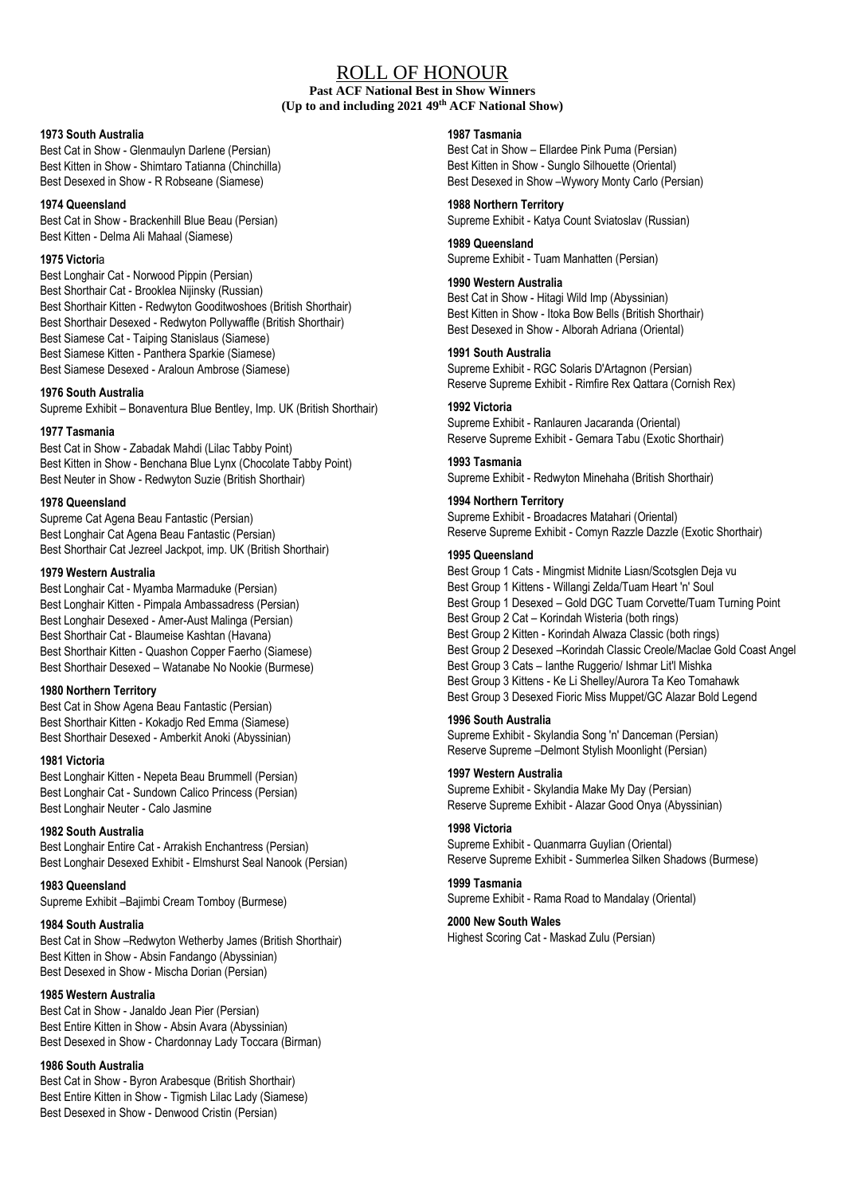# ROLL OF HONOUR

**Past ACF National Best in Show Winners**
**(Up to and including 2021 49th ACF National Show)**

**1973 South Australia**
Best Cat in Show - Glenmaulyn Darlene (Persian)
Best Kitten in Show - Shimtaro Tatianna (Chinchilla)
Best Desexed in Show - R Robseane (Siamese)

**1974 Queensland**
Best Cat in Show - Brackenhill Blue Beau (Persian)
Best Kitten - Delma Ali Mahaal (Siamese)

**1975 Victoria**
Best Longhair Cat - Norwood Pippin (Persian)
Best Shorthair Cat - Brooklea Nijinsky (Russian)
Best Shorthair Kitten - Redwyton Gooditwoshoes (British Shorthair)
Best Shorthair Desexed - Redwyton Pollywaffle (British Shorthair)
Best Siamese Cat - Taiping Stanislaus (Siamese)
Best Siamese Kitten - Panthera Sparkie (Siamese)
Best Siamese Desexed - Araloun Ambrose (Siamese)

**1976 South Australia**
Supreme Exhibit – Bonaventura Blue Bentley, Imp. UK (British Shorthair)

**1977 Tasmania**
Best Cat in Show - Zabadak Mahdi (Lilac Tabby Point)
Best Kitten in Show - Benchana Blue Lynx (Chocolate Tabby Point)
Best Neuter in Show - Redwyton Suzie (British Shorthair)

**1978 Queensland**
Supreme Cat Agena Beau Fantastic (Persian)
Best Longhair Cat Agena Beau Fantastic (Persian)
Best Shorthair Cat Jezreel Jackpot, imp. UK (British Shorthair)

**1979 Western Australia**
Best Longhair Cat - Myamba Marmaduke (Persian)
Best Longhair Kitten - Pimpala Ambassadress (Persian)
Best Longhair Desexed - Amer-Aust Malinga (Persian)
Best Shorthair Cat - Blaumeise Kashtan (Havana)
Best Shorthair Kitten - Quashon Copper Faerho (Siamese)
Best Shorthair Desexed – Watanabe No Nookie (Burmese)

**1980 Northern Territory**
Best Cat in Show Agena Beau Fantastic (Persian)
Best Shorthair Kitten - Kokadjo Red Emma (Siamese)
Best Shorthair Desexed - Amberkit Anoki (Abyssinian)

**1981 Victoria**
Best Longhair Kitten - Nepeta Beau Brummell (Persian)
Best Longhair Cat - Sundown Calico Princess (Persian)
Best Longhair Neuter - Calo Jasmine

**1982 South Australia**
Best Longhair Entire Cat - Arrakish Enchantress (Persian)
Best Longhair Desexed Exhibit - Elmshurst Seal Nanook (Persian)

**1983 Queensland**
Supreme Exhibit –Bajimbi Cream Tomboy (Burmese)

**1984 South Australia**
Best Cat in Show –Redwyton Wetherby James (British Shorthair)
Best Kitten in Show - Absin Fandango (Abyssinian)
Best Desexed in Show - Mischa Dorian (Persian)

**1985 Western Australia**
Best Cat in Show - Janaldo Jean Pier (Persian)
Best Entire Kitten in Show - Absin Avara (Abyssinian)
Best Desexed in Show - Chardonnay Lady Toccara (Birman)

**1986 South Australia**
Best Cat in Show - Byron Arabesque (British Shorthair)
Best Entire Kitten in Show - Tigmish Lilac Lady (Siamese)
Best Desexed in Show - Denwood Cristin (Persian)

**1987 Tasmania**
Best Cat in Show – Ellardee Pink Puma (Persian)
Best Kitten in Show - Sunglo Silhouette (Oriental)
Best Desexed in Show –Wywory Monty Carlo (Persian)

**1988 Northern Territory**
Supreme Exhibit - Katya Count Sviatoslav (Russian)

**1989 Queensland**
Supreme Exhibit - Tuam Manhatten (Persian)

**1990 Western Australia**
Best Cat in Show - Hitagi Wild Imp (Abyssinian)
Best Kitten in Show - Itoka Bow Bells (British Shorthair)
Best Desexed in Show - Alborah Adriana (Oriental)

**1991 South Australia**
Supreme Exhibit - RGC Solaris D'Artagnon (Persian)
Reserve Supreme Exhibit - Rimfire Rex Qattara (Cornish Rex)

**1992 Victoria**
Supreme Exhibit - Ranlauren Jacaranda (Oriental)
Reserve Supreme Exhibit - Gemara Tabu (Exotic Shorthair)

**1993 Tasmania**
Supreme Exhibit - Redwyton Minehaha (British Shorthair)

**1994 Northern Territory**
Supreme Exhibit - Broadacres Matahari (Oriental)
Reserve Supreme Exhibit - Comyn Razzle Dazzle (Exotic Shorthair)

**1995 Queensland**
Best Group 1 Cats - Mingmist Midnite Liasn/Scotsglen Deja vu
Best Group 1 Kittens - Willangi Zelda/Tuam Heart 'n' Soul
Best Group 1 Desexed – Gold DGC Tuam Corvette/Tuam Turning Point
Best Group 2 Cat – Korindah Wisteria (both rings)
Best Group 2 Kitten - Korindah Alwaza Classic (both rings)
Best Group 2 Desexed –Korindah Classic Creole/Maclae Gold Coast Angel
Best Group 3 Cats – Ianthe Ruggerio/ Ishmar Lit'l Mishka
Best Group 3 Kittens - Ke Li Shelley/Aurora Ta Keo Tomahawk
Best Group 3 Desexed Fioric Miss Muppet/GC Alazar Bold Legend

**1996 South Australia**
Supreme Exhibit - Skylandia Song 'n' Danceman (Persian)
Reserve Supreme –Delmont Stylish Moonlight (Persian)

**1997 Western Australia**
Supreme Exhibit - Skylandia Make My Day (Persian)
Reserve Supreme Exhibit - Alazar Good Onya (Abyssinian)

**1998 Victoria**
Supreme Exhibit - Quanmarra Guylian (Oriental)
Reserve Supreme Exhibit - Summerlea Silken Shadows (Burmese)

**1999 Tasmania**
Supreme Exhibit - Rama Road to Mandalay (Oriental)

**2000 New South Wales**
Highest Scoring Cat - Maskad Zulu (Persian)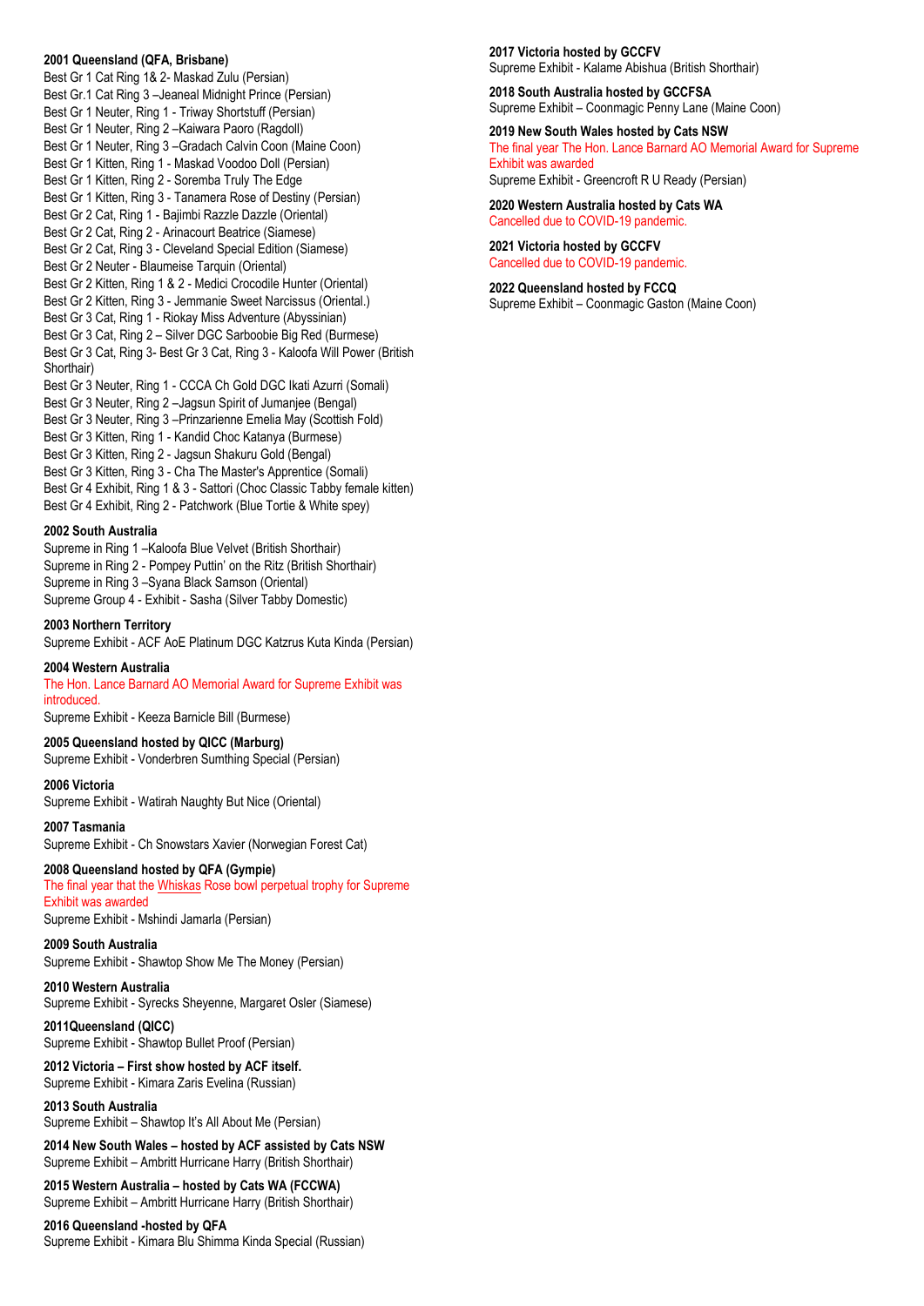**2001 Queensland (QFA, Brisbane)**
Best Gr 1 Cat Ring 1& 2- Maskad Zulu (Persian)
Best Gr.1 Cat Ring 3 –Jeaneal Midnight Prince (Persian)
Best Gr 1 Neuter, Ring 1 - Triway Shortstuff (Persian)
Best Gr 1 Neuter, Ring 2 –Kaiwara Paoro (Ragdoll)
Best Gr 1 Neuter, Ring 3 –Gradach Calvin Coon (Maine Coon)
Best Gr 1 Kitten, Ring 1 - Maskad Voodoo Doll (Persian)
Best Gr 1 Kitten, Ring 2 - Soremba Truly The Edge
Best Gr 1 Kitten, Ring 3 - Tanamera Rose of Destiny (Persian)
Best Gr 2 Cat, Ring 1 - Bajimbi Razzle Dazzle (Oriental)
Best Gr 2 Cat, Ring 2 - Arinacourt Beatrice (Siamese)
Best Gr 2 Cat, Ring 3 - Cleveland Special Edition (Siamese)
Best Gr 2 Neuter - Blaumeise Tarquin (Oriental)
Best Gr 2 Kitten, Ring 1 & 2 - Medici Crocodile Hunter (Oriental)
Best Gr 2 Kitten, Ring 3 - Jemmanie Sweet Narcissus (Oriental.)
Best Gr 3 Cat, Ring 1 - Riokay Miss Adventure (Abyssinian)
Best Gr 3 Cat, Ring 2 – Silver DGC Sarboobie Big Red (Burmese)
Best Gr 3 Cat, Ring 3- Best Gr 3 Cat, Ring 3 - Kaloofa Will Power (British Shorthair)
Best Gr 3 Neuter, Ring 1 - CCCA Ch Gold DGC Ikati Azurri (Somali)
Best Gr 3 Neuter, Ring 2 –Jagsun Spirit of Jumanjee (Bengal)
Best Gr 3 Neuter, Ring 3 –Prinzarienne Emelia May (Scottish Fold)
Best Gr 3 Kitten, Ring 1 - Kandid Choc Katanya (Burmese)
Best Gr 3 Kitten, Ring 2 - Jagsun Shakuru Gold (Bengal)
Best Gr 3 Kitten, Ring 3 - Cha The Master's Apprentice (Somali)
Best Gr 4 Exhibit, Ring 1 & 3 - Sattori (Choc Classic Tabby female kitten)
Best Gr 4 Exhibit, Ring 2 - Patchwork (Blue Tortie & White spey)

**2002 South Australia**
Supreme in Ring 1 –Kaloofa Blue Velvet (British Shorthair)
Supreme in Ring 2 - Pompey Puttin' on the Ritz (British Shorthair)
Supreme in Ring 3 –Syana Black Samson (Oriental)
Supreme Group 4 - Exhibit - Sasha (Silver Tabby Domestic)

**2003 Northern Territory**
Supreme Exhibit - ACF AoE Platinum DGC Katzrus Kuta Kinda (Persian)

**2004 Western Australia**
The Hon. Lance Barnard AO Memorial Award for Supreme Exhibit was introduced.
Supreme Exhibit - Keeza Barnicle Bill (Burmese)

**2005 Queensland hosted by QICC (Marburg)**
Supreme Exhibit - Vonderbren Sumthing Special (Persian)

**2006 Victoria**
Supreme Exhibit - Watirah Naughty But Nice (Oriental)

**2007 Tasmania**
Supreme Exhibit - Ch Snowstars Xavier (Norwegian Forest Cat)

**2008 Queensland hosted by QFA (Gympie)**
The final year that the Whiskas Rose bowl perpetual trophy for Supreme Exhibit was awarded
Supreme Exhibit - Mshindi Jamarla (Persian)

**2009 South Australia**
Supreme Exhibit - Shawtop Show Me The Money (Persian)

**2010 Western Australia**
Supreme Exhibit - Syrecks Sheyenne, Margaret Osler (Siamese)

**2011Queensland (QICC)**
Supreme Exhibit - Shawtop Bullet Proof (Persian)

**2012 Victoria – First show hosted by ACF itself.**
Supreme Exhibit - Kimara Zaris Evelina (Russian)

**2013 South Australia**
Supreme Exhibit – Shawtop It's All About Me (Persian)

**2014 New South Wales – hosted by ACF assisted by Cats NSW**
Supreme Exhibit – Ambritt Hurricane Harry (British Shorthair)

**2015 Western Australia – hosted by Cats WA (FCCWA)**
Supreme Exhibit – Ambritt Hurricane Harry (British Shorthair)

**2016 Queensland -hosted by QFA**
Supreme Exhibit - Kimara Blu Shimma Kinda Special (Russian)

**2017 Victoria hosted by GCCFV**
Supreme Exhibit - Kalame Abishua (British Shorthair)

**2018 South Australia hosted by GCCFSA**
Supreme Exhibit – Coonmagic Penny Lane (Maine Coon)

**2019 New South Wales hosted by Cats NSW**
The final year The Hon. Lance Barnard AO Memorial Award for Supreme Exhibit was awarded
Supreme Exhibit - Greencroft R U Ready (Persian)

**2020 Western Australia hosted by Cats WA**
Cancelled due to COVID-19 pandemic.

**2021 Victoria hosted by GCCFV**
Cancelled due to COVID-19 pandemic.

**2022 Queensland hosted by FCCQ**
Supreme Exhibit – Coonmagic Gaston (Maine Coon)